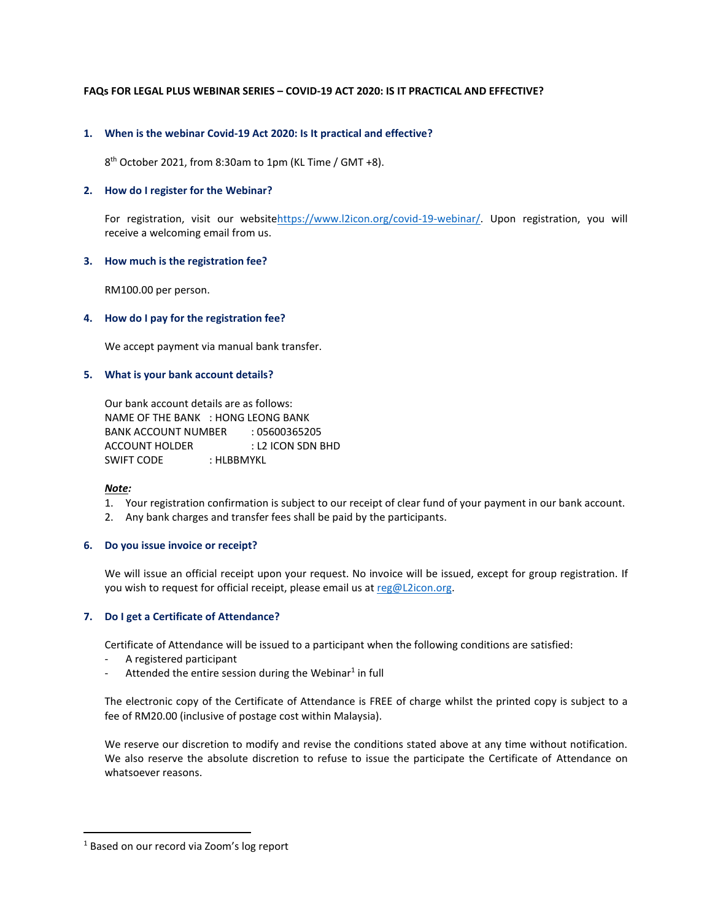**FAQs FOR LEGAL PLUS WEBINAR SERIES – COVID-19 ACT 2020: IS IT PRACTICAL AND EFFECTIVE?**

**1. When is the webinar Covid-19 Act 2020: Is It practical and effective?**

8th October 2021, from 8:30am to 1pm (KL Time / GMT +8).

**2. How do I register for the Webinar?**

For registration, visit our website[https://www.l2icon.org/covid-19-webinar/](https://www.l2icon.org/covid-19-webinar/). Upon registration, you will receive a welcoming email from us.

**3. How much is the registration fee?**

RM100.00 per person.

**4. How do I pay for the registration fee?**

We accept payment via manual bank transfer.

**5. What is your bank account details?**

Our bank account details are as follows:
NAME OF THE BANK : HONG LEONG BANK
BANK ACCOUNT NUMBER : 05600365205
ACCOUNT HOLDER : L2 ICON SDN BHD
SWIFT CODE : HLBBMYKL

***Note:***
1. Your registration confirmation is subject to our receipt of clear fund of your payment in our bank account.
2. Any bank charges and transfer fees shall be paid by the participants.

**6. Do you issue invoice or receipt?**

We will issue an official receipt upon your request. No invoice will be issued, except for group registration. If you wish to request for official receipt, please email us at [reg@L2icon.org](mailto:reg@L2icon.org).

**7. Do I get a Certificate of Attendance?**

Certificate of Attendance will be issued to a participant when the following conditions are satisfied:
- A registered participant
- Attended the entire session during the Webinar[1] in full

The electronic copy of the Certificate of Attendance is FREE of charge whilst the printed copy is subject to a fee of RM20.00 (inclusive of postage cost within Malaysia).

We reserve our discretion to modify and revise the conditions stated above at any time without notification. We also reserve the absolute discretion to refuse to issue the participate the Certificate of Attendance on whatsoever reasons.

[1] Based on our record via Zoom's log report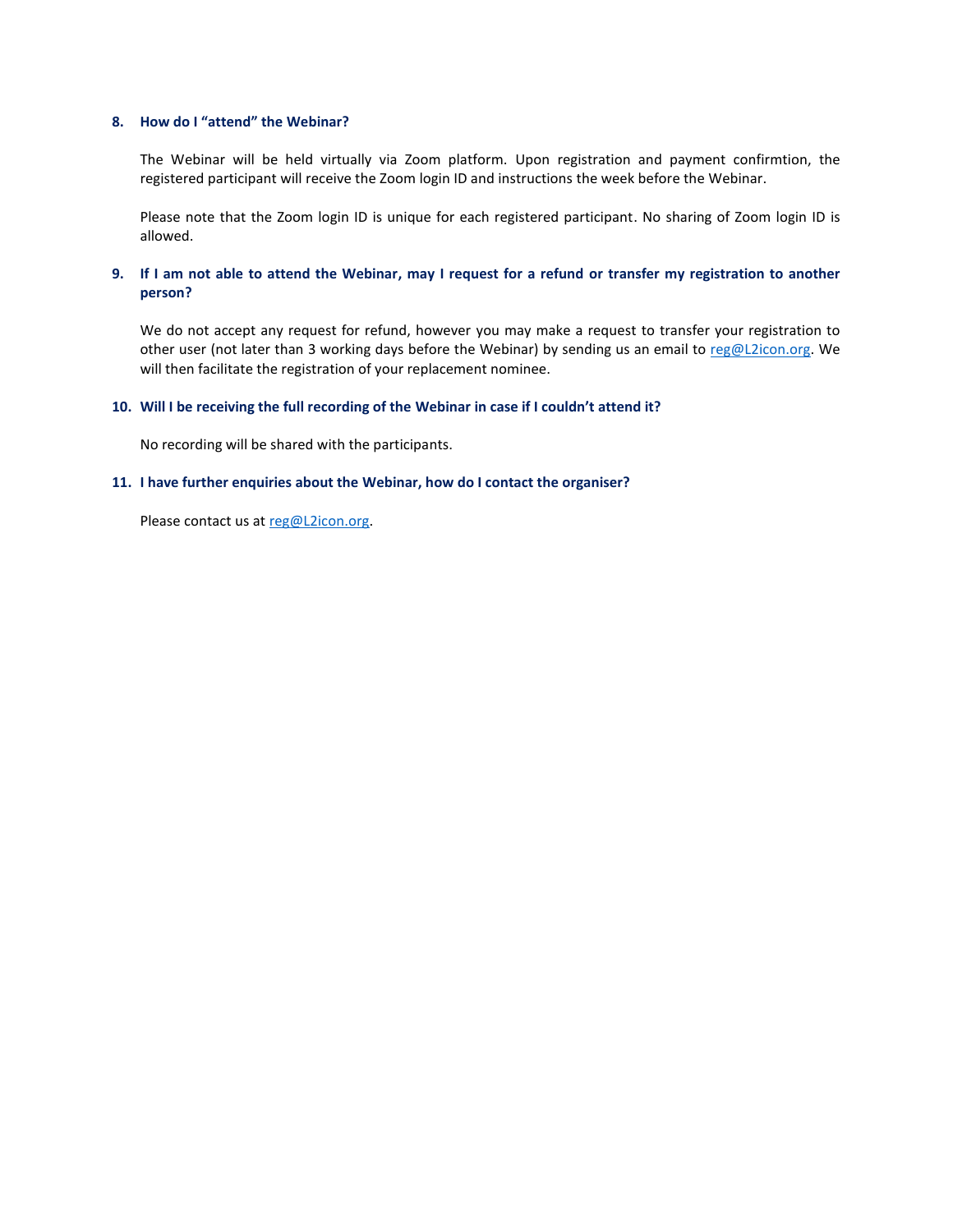**8. How do I "attend" the Webinar?**

The Webinar will be held virtually via Zoom platform. Upon registration and payment confirmtion, the registered participant will receive the Zoom login ID and instructions the week before the Webinar.

Please note that the Zoom login ID is unique for each registered participant. No sharing of Zoom login ID is allowed.

**9. If I am not able to attend the Webinar, may I request for a refund or transfer my registration to another person?**

We do not accept any request for refund, however you may make a request to transfer your registration to other user (not later than 3 working days before the Webinar) by sending us an email to reg@L2icon.org. We will then facilitate the registration of your replacement nominee.

**10. Will I be receiving the full recording of the Webinar in case if I couldn't attend it?**

No recording will be shared with the participants.

**11. I have further enquiries about the Webinar, how do I contact the organiser?**

Please contact us at reg@L2icon.org.